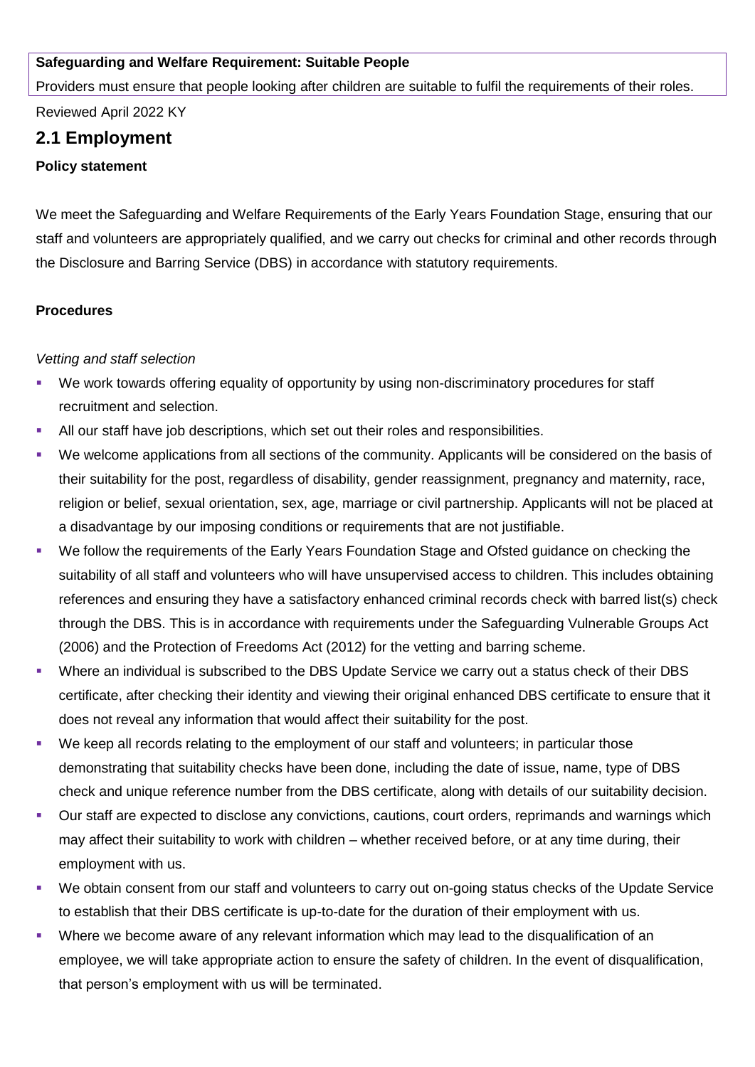**Safeguarding and Welfare Requirement: Suitable People**

Providers must ensure that people looking after children are suitable to fulfil the requirements of their roles.

Reviewed April 2022 KY

## 2.1 Employment

**Policy statement**

We meet the Safeguarding and Welfare Requirements of the Early Years Foundation Stage, ensuring that our staff and volunteers are appropriately qualified, and we carry out checks for criminal and other records through the Disclosure and Barring Service (DBS) in accordance with statutory requirements.

**Procedures**

*Vetting and staff selection*

- We work towards offering equality of opportunity by using non-discriminatory procedures for staff recruitment and selection.
- All our staff have job descriptions, which set out their roles and responsibilities.
- We welcome applications from all sections of the community. Applicants will be considered on the basis of their suitability for the post, regardless of disability, gender reassignment, pregnancy and maternity, race, religion or belief, sexual orientation, sex, age, marriage or civil partnership. Applicants will not be placed at a disadvantage by our imposing conditions or requirements that are not justifiable.
- We follow the requirements of the Early Years Foundation Stage and Ofsted guidance on checking the suitability of all staff and volunteers who will have unsupervised access to children. This includes obtaining references and ensuring they have a satisfactory enhanced criminal records check with barred list(s) check through the DBS. This is in accordance with requirements under the Safeguarding Vulnerable Groups Act (2006) and the Protection of Freedoms Act (2012) for the vetting and barring scheme.
- Where an individual is subscribed to the DBS Update Service we carry out a status check of their DBS certificate, after checking their identity and viewing their original enhanced DBS certificate to ensure that it does not reveal any information that would affect their suitability for the post.
- We keep all records relating to the employment of our staff and volunteers; in particular those demonstrating that suitability checks have been done, including the date of issue, name, type of DBS check and unique reference number from the DBS certificate, along with details of our suitability decision.
- Our staff are expected to disclose any convictions, cautions, court orders, reprimands and warnings which may affect their suitability to work with children – whether received before, or at any time during, their employment with us.
- We obtain consent from our staff and volunteers to carry out on-going status checks of the Update Service to establish that their DBS certificate is up-to-date for the duration of their employment with us.
- Where we become aware of any relevant information which may lead to the disqualification of an employee, we will take appropriate action to ensure the safety of children. In the event of disqualification, that person's employment with us will be terminated.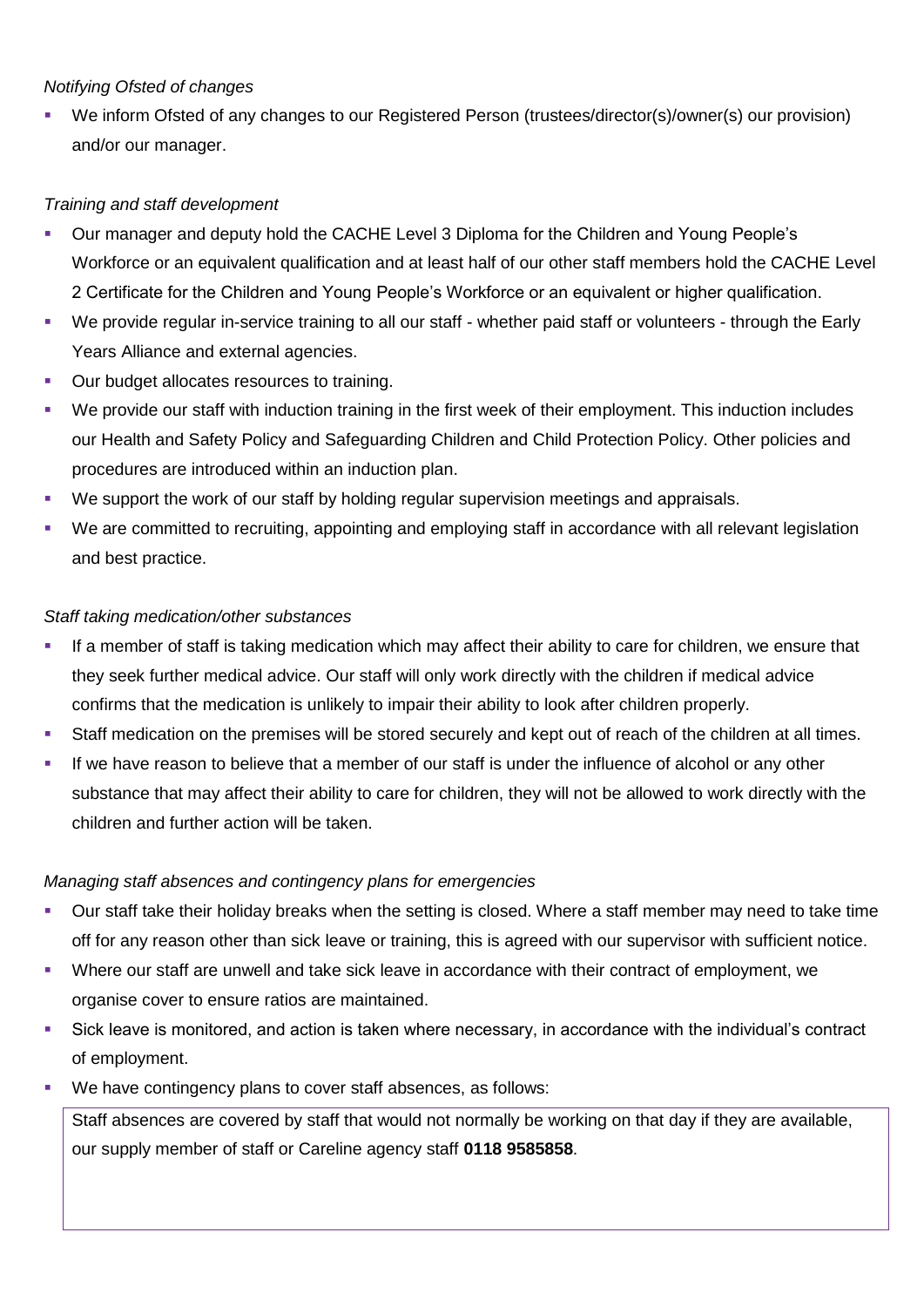*Notifying Ofsted of changes*

- We inform Ofsted of any changes to our Registered Person (trustees/director(s)/owner(s) our provision) and/or our manager.

*Training and staff development*

- Our manager and deputy hold the CACHE Level 3 Diploma for the Children and Young People's Workforce or an equivalent qualification and at least half of our other staff members hold the CACHE Level 2 Certificate for the Children and Young People's Workforce or an equivalent or higher qualification.
- We provide regular in-service training to all our staff - whether paid staff or volunteers - through the Early Years Alliance and external agencies.
- Our budget allocates resources to training.
- We provide our staff with induction training in the first week of their employment. This induction includes our Health and Safety Policy and Safeguarding Children and Child Protection Policy. Other policies and procedures are introduced within an induction plan.
- We support the work of our staff by holding regular supervision meetings and appraisals.
- We are committed to recruiting, appointing and employing staff in accordance with all relevant legislation and best practice.

*Staff taking medication/other substances*

- If a member of staff is taking medication which may affect their ability to care for children, we ensure that they seek further medical advice. Our staff will only work directly with the children if medical advice confirms that the medication is unlikely to impair their ability to look after children properly.
- Staff medication on the premises will be stored securely and kept out of reach of the children at all times.
- If we have reason to believe that a member of our staff is under the influence of alcohol or any other substance that may affect their ability to care for children, they will not be allowed to work directly with the children and further action will be taken.

*Managing staff absences and contingency plans for emergencies*

- Our staff take their holiday breaks when the setting is closed. Where a staff member may need to take time off for any reason other than sick leave or training, this is agreed with our supervisor with sufficient notice.
- Where our staff are unwell and take sick leave in accordance with their contract of employment, we organise cover to ensure ratios are maintained.
- Sick leave is monitored, and action is taken where necessary, in accordance with the individual's contract of employment.
- We have contingency plans to cover staff absences, as follows:

Staff absences are covered by staff that would not normally be working on that day if they are available, our supply member of staff or Careline agency staff **0118 9585858**.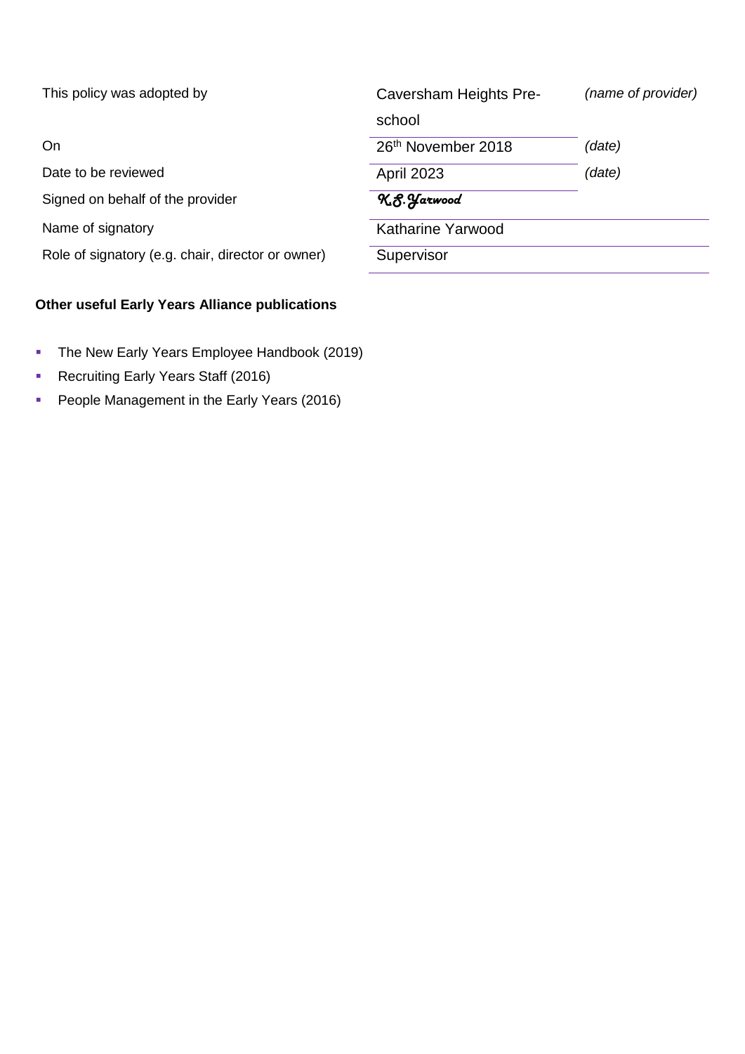| | | |
|---|---|---|
| This policy was adopted by | Caversham Heights Pre-school | *(name of provider)* |
| On | 26th November 2018 | *(date)* |
| Date to be reviewed | April 2023 | *(date)* |
| Signed on behalf of the provider | *K.S. Yarwood* | |
| Name of signatory | Katharine Yarwood | |
| Role of signatory (e.g. chair, director or owner) | Supervisor | |

**Other useful Early Years Alliance publications**

- The New Early Years Employee Handbook (2019)
- Recruiting Early Years Staff (2016)
- People Management in the Early Years (2016)